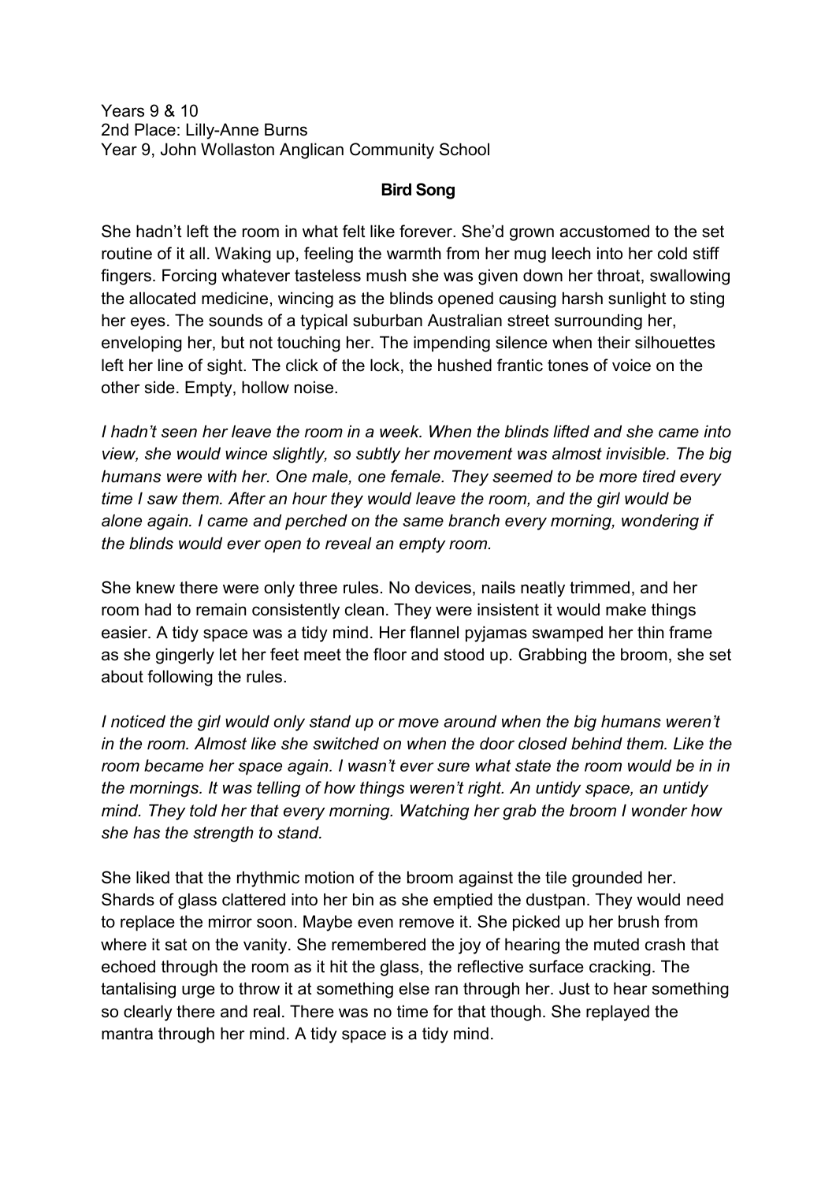Years 9 & 10
2nd Place: Lilly-Anne Burns
Year 9, John Wollaston Anglican Community School

## Bird Song

She hadn't left the room in what felt like forever. She'd grown accustomed to the set routine of it all. Waking up, feeling the warmth from her mug leech into her cold stiff fingers. Forcing whatever tasteless mush she was given down her throat, swallowing the allocated medicine, wincing as the blinds opened causing harsh sunlight to sting her eyes. The sounds of a typical suburban Australian street surrounding her, enveloping her, but not touching her. The impending silence when their silhouettes left her line of sight. The click of the lock, the hushed frantic tones of voice on the other side. Empty, hollow noise.

*I hadn't seen her leave the room in a week. When the blinds lifted and she came into view, she would wince slightly, so subtly her movement was almost invisible. The big humans were with her. One male, one female. They seemed to be more tired every time I saw them. After an hour they would leave the room, and the girl would be alone again. I came and perched on the same branch every morning, wondering if the blinds would ever open to reveal an empty room.*

She knew there were only three rules. No devices, nails neatly trimmed, and her room had to remain consistently clean. They were insistent it would make things easier. A tidy space was a tidy mind. Her flannel pyjamas swamped her thin frame as she gingerly let her feet meet the floor and stood up. Grabbing the broom, she set about following the rules.

*I noticed the girl would only stand up or move around when the big humans weren't in the room. Almost like she switched on when the door closed behind them. Like the room became her space again. I wasn't ever sure what state the room would be in in the mornings. It was telling of how things weren't right. An untidy space, an untidy mind. They told her that every morning. Watching her grab the broom I wonder how she has the strength to stand.*

She liked that the rhythmic motion of the broom against the tile grounded her. Shards of glass clattered into her bin as she emptied the dustpan. They would need to replace the mirror soon. Maybe even remove it. She picked up her brush from where it sat on the vanity. She remembered the joy of hearing the muted crash that echoed through the room as it hit the glass, the reflective surface cracking. The tantalising urge to throw it at something else ran through her. Just to hear something so clearly there and real. There was no time for that though. She replayed the mantra through her mind. A tidy space is a tidy mind.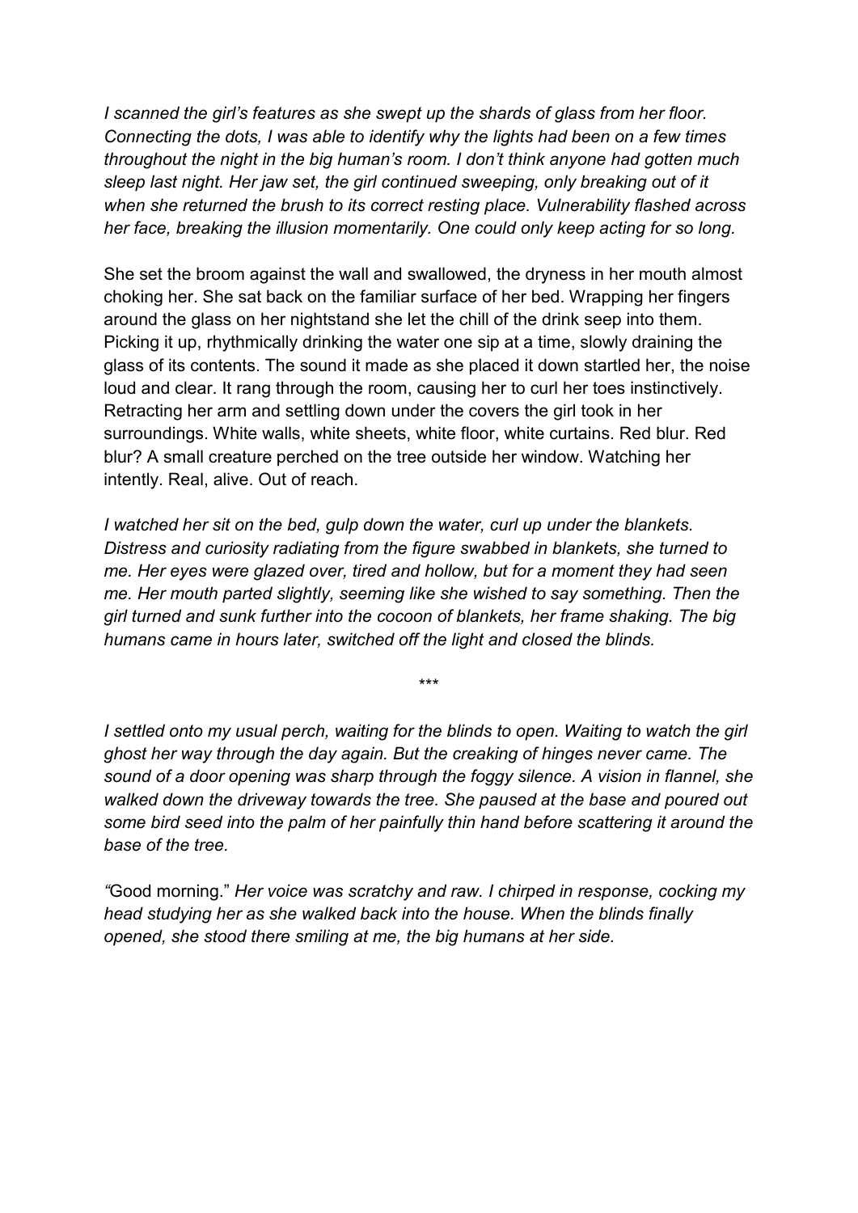*I scanned the girl's features as she swept up the shards of glass from her floor. Connecting the dots, I was able to identify why the lights had been on a few times throughout the night in the big human's room. I don't think anyone had gotten much sleep last night. Her jaw set, the girl continued sweeping, only breaking out of it when she returned the brush to its correct resting place. Vulnerability flashed across her face, breaking the illusion momentarily. One could only keep acting for so long.*

She set the broom against the wall and swallowed, the dryness in her mouth almost choking her. She sat back on the familiar surface of her bed. Wrapping her fingers around the glass on her nightstand she let the chill of the drink seep into them. Picking it up, rhythmically drinking the water one sip at a time, slowly draining the glass of its contents. The sound it made as she placed it down startled her, the noise loud and clear. It rang through the room, causing her to curl her toes instinctively. Retracting her arm and settling down under the covers the girl took in her surroundings. White walls, white sheets, white floor, white curtains. Red blur. Red blur? A small creature perched on the tree outside her window. Watching her intently. Real, alive. Out of reach.

*I watched her sit on the bed, gulp down the water, curl up under the blankets. Distress and curiosity radiating from the figure swabbed in blankets, she turned to me. Her eyes were glazed over, tired and hollow, but for a moment they had seen me. Her mouth parted slightly, seeming like she wished to say something. Then the girl turned and sunk further into the cocoon of blankets, her frame shaking. The big humans came in hours later, switched off the light and closed the blinds.*

\*\*\*

*I settled onto my usual perch, waiting for the blinds to open. Waiting to watch the girl ghost her way through the day again. But the creaking of hinges never came. The sound of a door opening was sharp through the foggy silence. A vision in flannel, she walked down the driveway towards the tree. She paused at the base and poured out some bird seed into the palm of her painfully thin hand before scattering it around the base of the tree.*

*"*Good morning." *Her voice was scratchy and raw. I chirped in response, cocking my head studying her as she walked back into the house. When the blinds finally opened, she stood there smiling at me, the big humans at her side.*